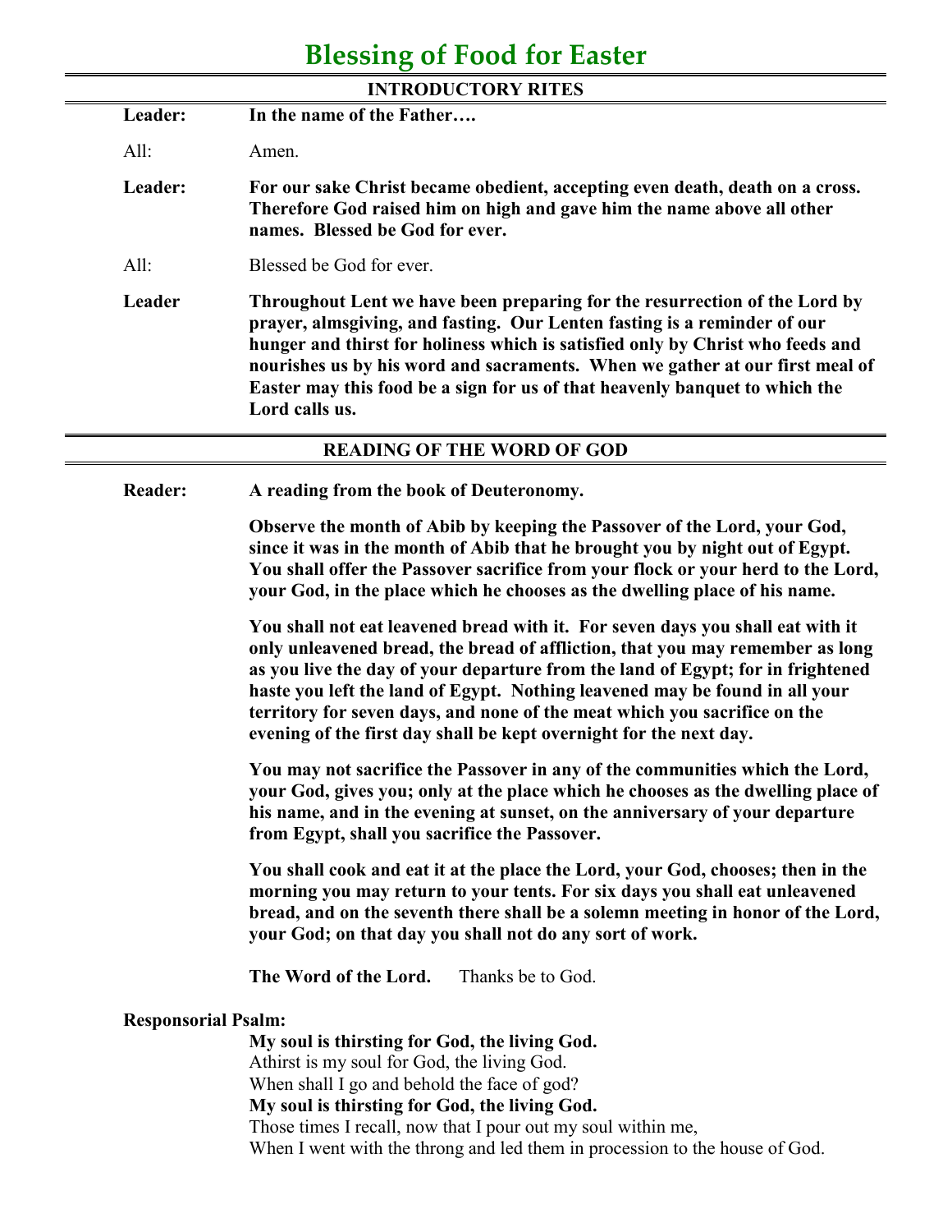# Blessing of Food for Easter

## INTRODUCTORY RITES

**Leader:** **In the name of the Father….**

All: Amen.

**Leader:** **For our sake Christ became obedient, accepting even death, death on a cross. Therefore God raised him on high and gave him the name above all other names. Blessed be God for ever.**

All: Blessed be God for ever.

**Leader** **Throughout Lent we have been preparing for the resurrection of the Lord by prayer, almsgiving, and fasting. Our Lenten fasting is a reminder of our hunger and thirst for holiness which is satisfied only by Christ who feeds and nourishes us by his word and sacraments. When we gather at our first meal of Easter may this food be a sign for us of that heavenly banquet to which the Lord calls us.**

## READING OF THE WORD OF GOD

**Reader:** **A reading from the book of Deuteronomy.**

**Observe the month of Abib by keeping the Passover of the Lord, your God, since it was in the month of Abib that he brought you by night out of Egypt. You shall offer the Passover sacrifice from your flock or your herd to the Lord, your God, in the place which he chooses as the dwelling place of his name.**

**You shall not eat leavened bread with it. For seven days you shall eat with it only unleavened bread, the bread of affliction, that you may remember as long as you live the day of your departure from the land of Egypt; for in frightened haste you left the land of Egypt. Nothing leavened may be found in all your territory for seven days, and none of the meat which you sacrifice on the evening of the first day shall be kept overnight for the next day.**

**You may not sacrifice the Passover in any of the communities which the Lord, your God, gives you; only at the place which he chooses as the dwelling place of his name, and in the evening at sunset, on the anniversary of your departure from Egypt, shall you sacrifice the Passover.**

**You shall cook and eat it at the place the Lord, your God, chooses; then in the morning you may return to your tents. For six days you shall eat unleavened bread, and on the seventh there shall be a solemn meeting in honor of the Lord, your God; on that day you shall not do any sort of work.**

**The Word of the Lord.** Thanks be to God.

**Responsorial Psalm:**

**My soul is thirsting for God, the living God.**
Athirst is my soul for God, the living God.
When shall I go and behold the face of god?
**My soul is thirsting for God, the living God.**
Those times I recall, now that I pour out my soul within me,
When I went with the throng and led them in procession to the house of God.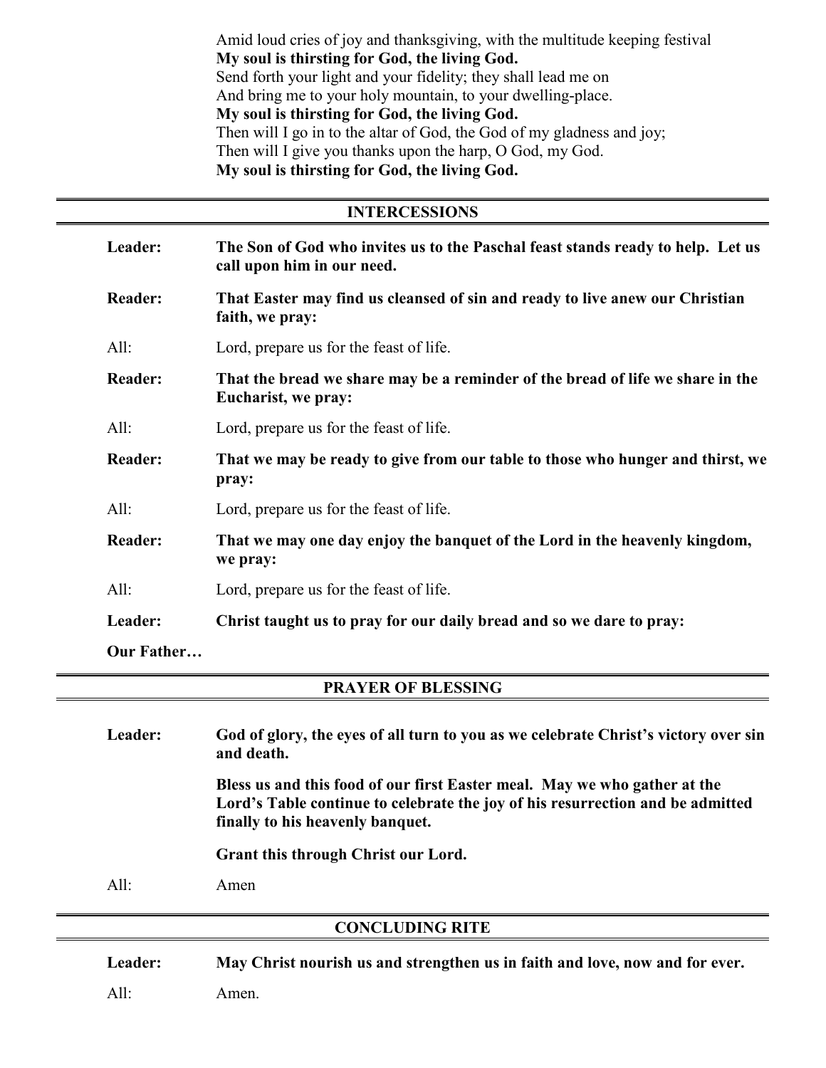Amid loud cries of joy and thanksgiving, with the multitude keeping festival
**My soul is thirsting for God, the living God.**
Send forth your light and your fidelity; they shall lead me on
And bring me to your holy mountain, to your dwelling-place.
**My soul is thirsting for God, the living God.**
Then will I go in to the altar of God, the God of my gladness and joy;
Then will I give you thanks upon the harp, O God, my God.
**My soul is thirsting for God, the living God.**

## INTERCESSIONS

**Leader:** **The Son of God who invites us to the Paschal feast stands ready to help. Let us call upon him in our need.**

**Reader:** **That Easter may find us cleansed of sin and ready to live anew our Christian faith, we pray:**

All: Lord, prepare us for the feast of life.

**Reader:** **That the bread we share may be a reminder of the bread of life we share in the Eucharist, we pray:**

All: Lord, prepare us for the feast of life.

**Reader:** **That we may be ready to give from our table to those who hunger and thirst, we pray:**

All: Lord, prepare us for the feast of life.

**Reader:** **That we may one day enjoy the banquet of the Lord in the heavenly kingdom, we pray:**

All: Lord, prepare us for the feast of life.

**Leader:** **Christ taught us to pray for our daily bread and so we dare to pray:**

**Our Father…**

## PRAYER OF BLESSING

**Leader:** **God of glory, the eyes of all turn to you as we celebrate Christ's victory over sin and death.**

**Bless us and this food of our first Easter meal. May we who gather at the Lord's Table continue to celebrate the joy of his resurrection and be admitted finally to his heavenly banquet.**

**Grant this through Christ our Lord.**

All: Amen

## CONCLUDING RITE

**Leader:** **May Christ nourish us and strengthen us in faith and love, now and for ever.**

All: Amen.